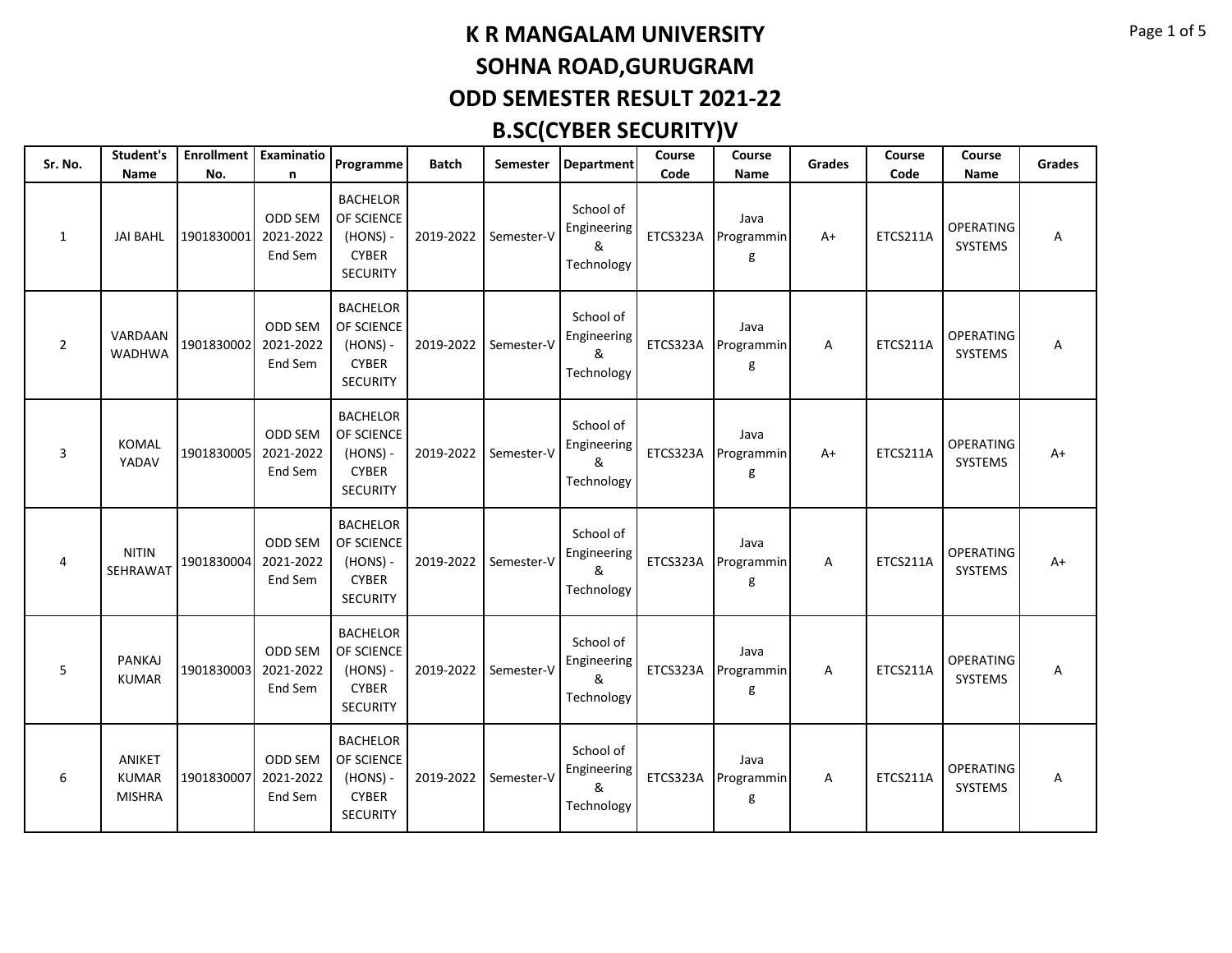# K R MANGALAM UNIVERSITY

## SOHNA ROAD,GURUGRAM

## ODD SEMESTER RESULT 2021-22

## B.SC(CYBER SECURITY)V

| Sr. No. | Student's Name | Enrollment No. | Examination | Programme | Batch | Semester | Department | Course Code | Course Name | Grades | Course Code | Course Name | Grades |
|---|---|---|---|---|---|---|---|---|---|---|---|---|---|
| 1 | JAI BAHL | 1901830001 | ODD SEM 2021-2022 End Sem | BACHELOR OF SCIENCE (HONS) - CYBER SECURITY | 2019-2022 | Semester-V | School of Engineering & Technology | ETCS323A | Java Programming | A+ | ETCS211A | OPERATING SYSTEMS | A |
| 2 | VARDAAN WADHWA | 1901830002 | ODD SEM 2021-2022 End Sem | BACHELOR OF SCIENCE (HONS) - CYBER SECURITY | 2019-2022 | Semester-V | School of Engineering & Technology | ETCS323A | Java Programming | A | ETCS211A | OPERATING SYSTEMS | A |
| 3 | KOMAL YADAV | 1901830005 | ODD SEM 2021-2022 End Sem | BACHELOR OF SCIENCE (HONS) - CYBER SECURITY | 2019-2022 | Semester-V | School of Engineering & Technology | ETCS323A | Java Programming | A+ | ETCS211A | OPERATING SYSTEMS | A+ |
| 4 | NITIN SEHRAWAT | 1901830004 | ODD SEM 2021-2022 End Sem | BACHELOR OF SCIENCE (HONS) - CYBER SECURITY | 2019-2022 | Semester-V | School of Engineering & Technology | ETCS323A | Java Programming | A | ETCS211A | OPERATING SYSTEMS | A+ |
| 5 | PANKAJ KUMAR | 1901830003 | ODD SEM 2021-2022 End Sem | BACHELOR OF SCIENCE (HONS) - CYBER SECURITY | 2019-2022 | Semester-V | School of Engineering & Technology | ETCS323A | Java Programming | A | ETCS211A | OPERATING SYSTEMS | A |
| 6 | ANIKET KUMAR MISHRA | 1901830007 | ODD SEM 2021-2022 End Sem | BACHELOR OF SCIENCE (HONS) - CYBER SECURITY | 2019-2022 | Semester-V | School of Engineering & Technology | ETCS323A | Java Programming | A | ETCS211A | OPERATING SYSTEMS | A |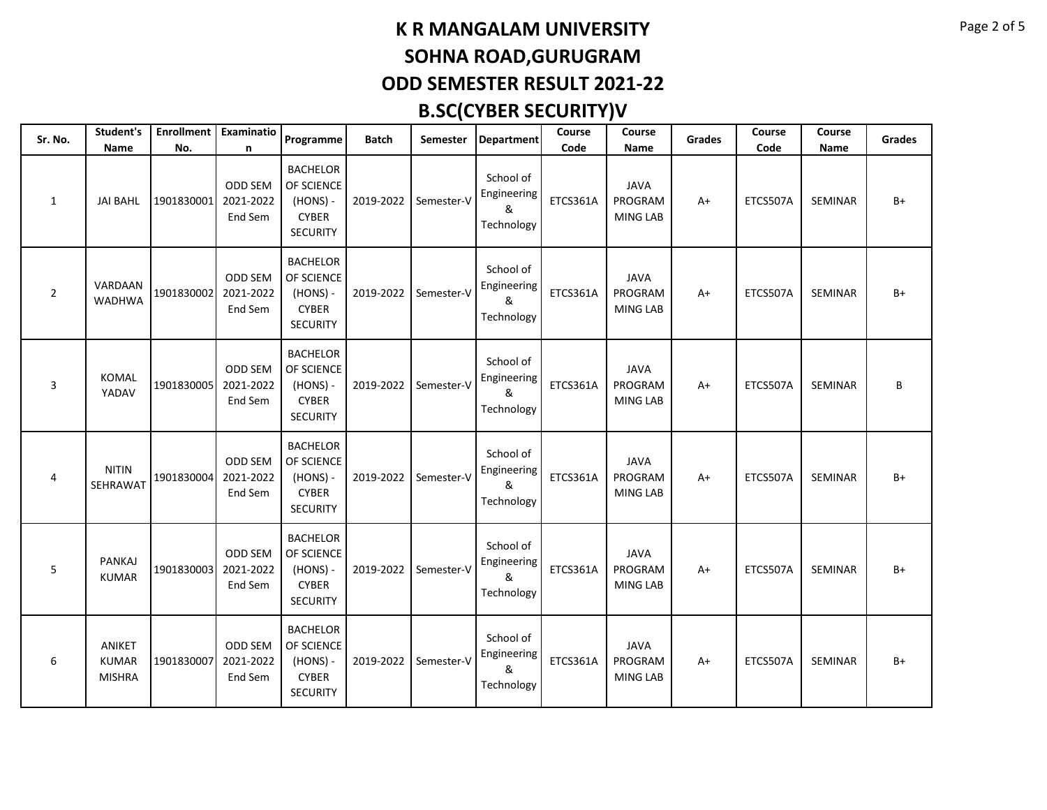# K R MANGALAM UNIVERSITY
# SOHNA ROAD,GURUGRAM
# ODD SEMESTER RESULT 2021-22
# B.SC(CYBER SECURITY)V

| Sr. No. | Student's Name | Enrollment No. | Examination | Programme | Batch | Semester | Department | Course Code | Course Name | Grades | Course Code | Course Name | Grades |
|---|---|---|---|---|---|---|---|---|---|---|---|---|---|
| 1 | JAI BAHL | 1901830001 | ODD SEM 2021-2022 End Sem | BACHELOR OF SCIENCE (HONS) - CYBER SECURITY | 2019-2022 | Semester-V | School of Engineering & Technology | ETCS361A | JAVA PROGRAMMING LAB | A+ | ETCS507A | SEMINAR | B+ |
| 2 | VARDAAN WADHWA | 1901830002 | ODD SEM 2021-2022 End Sem | BACHELOR OF SCIENCE (HONS) - CYBER SECURITY | 2019-2022 | Semester-V | School of Engineering & Technology | ETCS361A | JAVA PROGRAMMING LAB | A+ | ETCS507A | SEMINAR | B+ |
| 3 | KOMAL YADAV | 1901830005 | ODD SEM 2021-2022 End Sem | BACHELOR OF SCIENCE (HONS) - CYBER SECURITY | 2019-2022 | Semester-V | School of Engineering & Technology | ETCS361A | JAVA PROGRAMMING LAB | A+ | ETCS507A | SEMINAR | B |
| 4 | NITIN SEHRAWAT | 1901830004 | ODD SEM 2021-2022 End Sem | BACHELOR OF SCIENCE (HONS) - CYBER SECURITY | 2019-2022 | Semester-V | School of Engineering & Technology | ETCS361A | JAVA PROGRAMMING LAB | A+ | ETCS507A | SEMINAR | B+ |
| 5 | PANKAJ KUMAR | 1901830003 | ODD SEM 2021-2022 End Sem | BACHELOR OF SCIENCE (HONS) - CYBER SECURITY | 2019-2022 | Semester-V | School of Engineering & Technology | ETCS361A | JAVA PROGRAMMING LAB | A+ | ETCS507A | SEMINAR | B+ |
| 6 | ANIKET KUMAR MISHRA | 1901830007 | ODD SEM 2021-2022 End Sem | BACHELOR OF SCIENCE (HONS) - CYBER SECURITY | 2019-2022 | Semester-V | School of Engineering & Technology | ETCS361A | JAVA PROGRAMMING LAB | A+ | ETCS507A | SEMINAR | B+ |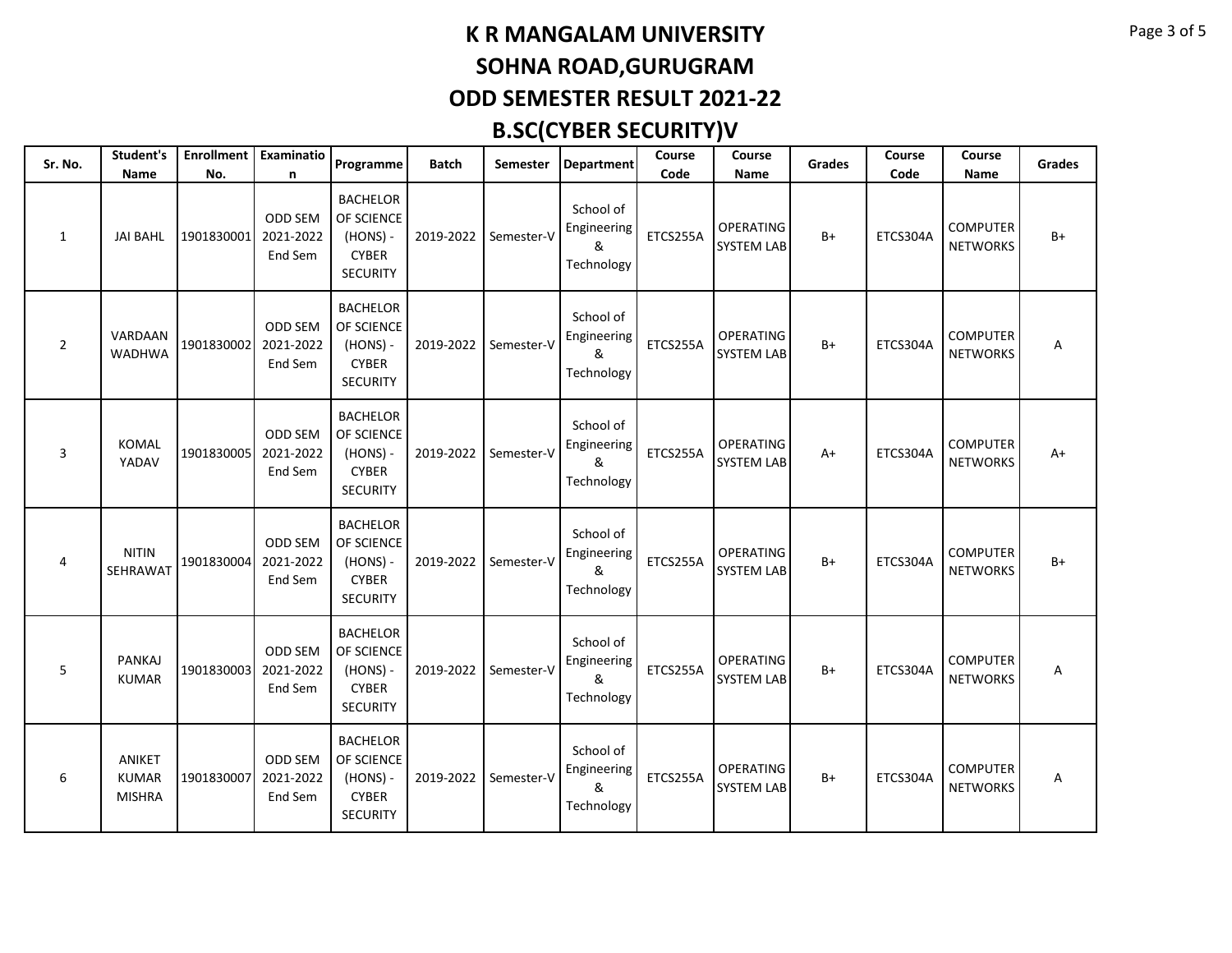# K R MANGALAM UNIVERSITY
# SOHNA ROAD,GURUGRAM
# ODD SEMESTER RESULT 2021-22
# B.SC(CYBER SECURITY)V

| Sr. No. | Student's Name | Enrollment No. | Examination | Programme | Batch | Semester | Department | Course Code | Course Name | Grades | Course Code | Course Name | Grades |
|---|---|---|---|---|---|---|---|---|---|---|---|---|---|
| 1 | JAI BAHL | 1901830001 | ODD SEM 2021-2022 End Sem | BACHELOR OF SCIENCE (HONS) - CYBER SECURITY | 2019-2022 | Semester-V | School of Engineering & Technology | ETCS255A | OPERATING SYSTEM LAB | B+ | ETCS304A | COMPUTER NETWORKS | B+ |
| 2 | VARDAAN WADHWA | 1901830002 | ODD SEM 2021-2022 End Sem | BACHELOR OF SCIENCE (HONS) - CYBER SECURITY | 2019-2022 | Semester-V | School of Engineering & Technology | ETCS255A | OPERATING SYSTEM LAB | B+ | ETCS304A | COMPUTER NETWORKS | A |
| 3 | KOMAL YADAV | 1901830005 | ODD SEM 2021-2022 End Sem | BACHELOR OF SCIENCE (HONS) - CYBER SECURITY | 2019-2022 | Semester-V | School of Engineering & Technology | ETCS255A | OPERATING SYSTEM LAB | A+ | ETCS304A | COMPUTER NETWORKS | A+ |
| 4 | NITIN SEHRAWAT | 1901830004 | ODD SEM 2021-2022 End Sem | BACHELOR OF SCIENCE (HONS) - CYBER SECURITY | 2019-2022 | Semester-V | School of Engineering & Technology | ETCS255A | OPERATING SYSTEM LAB | B+ | ETCS304A | COMPUTER NETWORKS | B+ |
| 5 | PANKAJ KUMAR | 1901830003 | ODD SEM 2021-2022 End Sem | BACHELOR OF SCIENCE (HONS) - CYBER SECURITY | 2019-2022 | Semester-V | School of Engineering & Technology | ETCS255A | OPERATING SYSTEM LAB | B+ | ETCS304A | COMPUTER NETWORKS | A |
| 6 | ANIKET KUMAR MISHRA | 1901830007 | ODD SEM 2021-2022 End Sem | BACHELOR OF SCIENCE (HONS) - CYBER SECURITY | 2019-2022 | Semester-V | School of Engineering & Technology | ETCS255A | OPERATING SYSTEM LAB | B+ | ETCS304A | COMPUTER NETWORKS | A |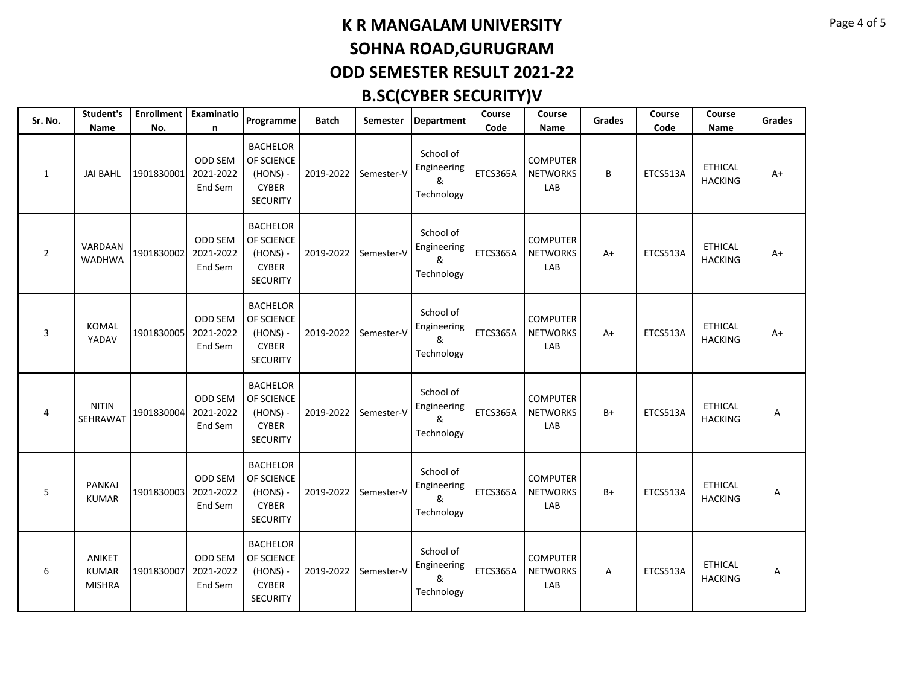# K R MANGALAM UNIVERSITY

## SOHNA ROAD,GURUGRAM

## ODD SEMESTER RESULT 2021-22

## B.SC(CYBER SECURITY)V

| Sr. No. | Student's Name | Enrollment No. | Examination | Programme | Batch | Semester | Department | Course Code | Course Name | Grades | Course Code | Course Name | Grades |
|---|---|---|---|---|---|---|---|---|---|---|---|---|---|
| 1 | JAI BAHL | 1901830001 | ODD SEM 2021-2022 End Sem | BACHELOR OF SCIENCE (HONS) - CYBER SECURITY | 2019-2022 | Semester-V | School of Engineering & Technology | ETCS365A | COMPUTER NETWORKS LAB | B | ETCS513A | ETHICAL HACKING | A+ |
| 2 | VARDAAN WADHWA | 1901830002 | ODD SEM 2021-2022 End Sem | BACHELOR OF SCIENCE (HONS) - CYBER SECURITY | 2019-2022 | Semester-V | School of Engineering & Technology | ETCS365A | COMPUTER NETWORKS LAB | A+ | ETCS513A | ETHICAL HACKING | A+ |
| 3 | KOMAL YADAV | 1901830005 | ODD SEM 2021-2022 End Sem | BACHELOR OF SCIENCE (HONS) - CYBER SECURITY | 2019-2022 | Semester-V | School of Engineering & Technology | ETCS365A | COMPUTER NETWORKS LAB | A+ | ETCS513A | ETHICAL HACKING | A+ |
| 4 | NITIN SEHRAWAT | 1901830004 | ODD SEM 2021-2022 End Sem | BACHELOR OF SCIENCE (HONS) - CYBER SECURITY | 2019-2022 | Semester-V | School of Engineering & Technology | ETCS365A | COMPUTER NETWORKS LAB | B+ | ETCS513A | ETHICAL HACKING | A |
| 5 | PANKAJ KUMAR | 1901830003 | ODD SEM 2021-2022 End Sem | BACHELOR OF SCIENCE (HONS) - CYBER SECURITY | 2019-2022 | Semester-V | School of Engineering & Technology | ETCS365A | COMPUTER NETWORKS LAB | B+ | ETCS513A | ETHICAL HACKING | A |
| 6 | ANIKET KUMAR MISHRA | 1901830007 | ODD SEM 2021-2022 End Sem | BACHELOR OF SCIENCE (HONS) - CYBER SECURITY | 2019-2022 | Semester-V | School of Engineering & Technology | ETCS365A | COMPUTER NETWORKS LAB | A | ETCS513A | ETHICAL HACKING | A |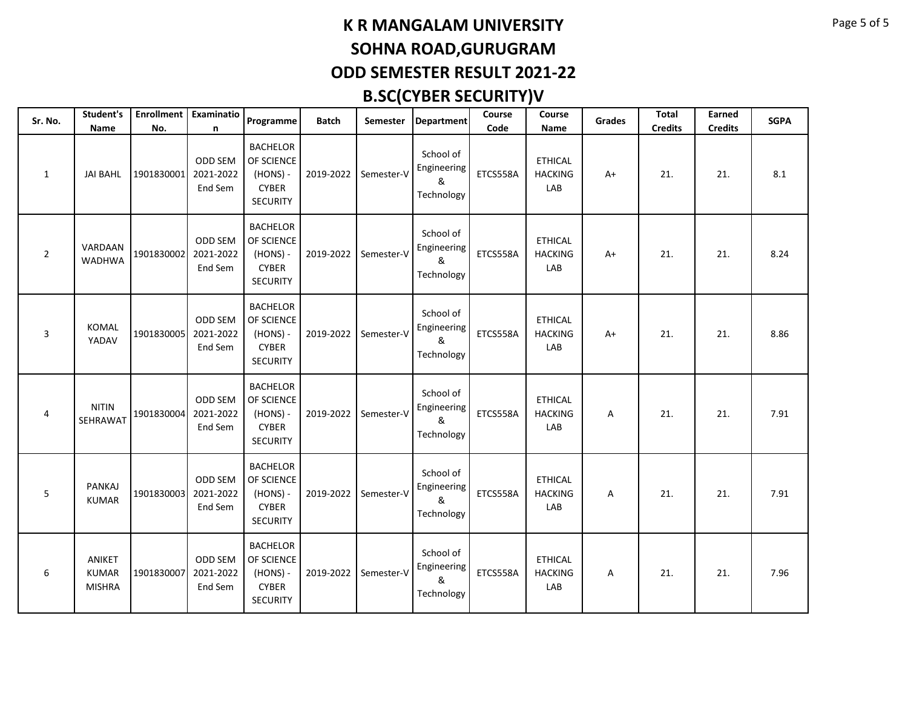# K R MANGALAM UNIVERSITY

# SOHNA ROAD,GURUGRAM

# ODD SEMESTER RESULT 2021-22

# B.SC(CYBER SECURITY)V

| Sr. No. | Student's Name | Enrollment No. | Examination | Programme | Batch | Semester | Department | Course Code | Course Name | Grades | Total Credits | Earned Credits | SGPA |
|---|---|---|---|---|---|---|---|---|---|---|---|---|---|
| 1 | JAI BAHL | 1901830001 | ODD SEM 2021-2022 End Sem | BACHELOR OF SCIENCE (HONS) - CYBER SECURITY | 2019-2022 | Semester-V | School of Engineering & Technology | ETCS558A | ETHICAL HACKING LAB | A+ | 21. | 21. | 8.1 |
| 2 | VARDAAN WADHWA | 1901830002 | ODD SEM 2021-2022 End Sem | BACHELOR OF SCIENCE (HONS) - CYBER SECURITY | 2019-2022 | Semester-V | School of Engineering & Technology | ETCS558A | ETHICAL HACKING LAB | A+ | 21. | 21. | 8.24 |
| 3 | KOMAL YADAV | 1901830005 | ODD SEM 2021-2022 End Sem | BACHELOR OF SCIENCE (HONS) - CYBER SECURITY | 2019-2022 | Semester-V | School of Engineering & Technology | ETCS558A | ETHICAL HACKING LAB | A+ | 21. | 21. | 8.86 |
| 4 | NITIN SEHRAWAT | 1901830004 | ODD SEM 2021-2022 End Sem | BACHELOR OF SCIENCE (HONS) - CYBER SECURITY | 2019-2022 | Semester-V | School of Engineering & Technology | ETCS558A | ETHICAL HACKING LAB | A | 21. | 21. | 7.91 |
| 5 | PANKAJ KUMAR | 1901830003 | ODD SEM 2021-2022 End Sem | BACHELOR OF SCIENCE (HONS) - CYBER SECURITY | 2019-2022 | Semester-V | School of Engineering & Technology | ETCS558A | ETHICAL HACKING LAB | A | 21. | 21. | 7.91 |
| 6 | ANIKET KUMAR MISHRA | 1901830007 | ODD SEM 2021-2022 End Sem | BACHELOR OF SCIENCE (HONS) - CYBER SECURITY | 2019-2022 | Semester-V | School of Engineering & Technology | ETCS558A | ETHICAL HACKING LAB | A | 21. | 21. | 7.96 |